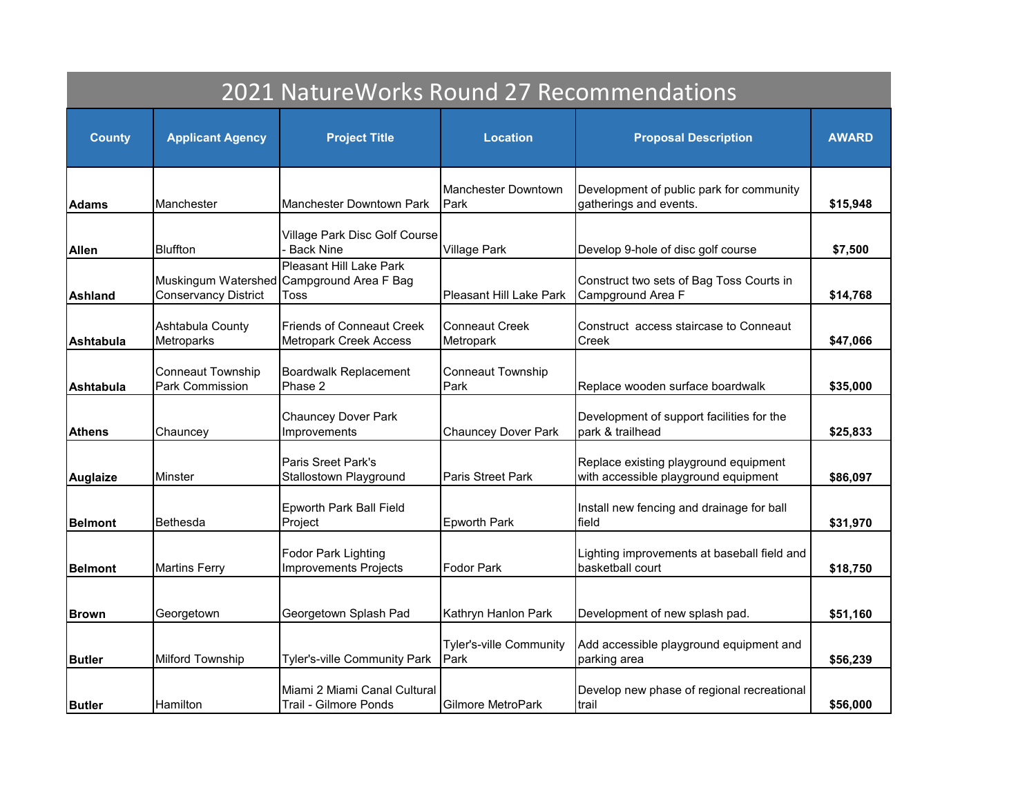# 2021 NatureWorks Round 27 Recommendations

| County | Applicant Agency | Project Title | Location | Proposal Description | AWARD |
|---|---|---|---|---|---|
| **Adams** | Manchester | Manchester Downtown Park | Manchester Downtown Park | Development of public park for community gatherings and events. | **$15,948** |
| **Allen** | Bluffton | Village Park Disc Golf Course - Back Nine | Village Park | Develop 9-hole of disc golf course | **$7,500** |
| **Ashland** | Muskingum Watershed Conservancy District | Pleasant Hill Lake Park Campground Area F Bag Toss | Pleasant Hill Lake Park | Construct two sets of Bag Toss Courts in Campground Area F | **$14,768** |
| **Ashtabula** | Ashtabula County Metroparks | Friends of Conneaut Creek Metropark Creek Access | Conneaut Creek Metropark | Construct access staircase to Conneaut Creek | **$47,066** |
| **Ashtabula** | Conneaut Township Park Commission | Boardwalk Replacement Phase 2 | Conneaut Township Park | Replace wooden surface boardwalk | **$35,000** |
| **Athens** | Chauncey | Chauncey Dover Park Improvements | Chauncey Dover Park | Development of support facilities for the park & trailhead | **$25,833** |
| **Auglaize** | Minster | Paris Sreet Park's Stallostown Playground | Paris Street Park | Replace existing playground equipment with accessible playground equipment | **$86,097** |
| **Belmont** | Bethesda | Epworth Park Ball Field Project | Epworth Park | Install new fencing and drainage for ball field | **$31,970** |
| **Belmont** | Martins Ferry | Fodor Park Lighting Improvements Projects | Fodor Park | Lighting improvements at baseball field and basketball court | **$18,750** |
| **Brown** | Georgetown | Georgetown Splash Pad | Kathryn Hanlon Park | Development of new splash pad. | **$51,160** |
| **Butler** | Milford Township | Tyler's-ville Community Park | Tyler's-ville Community Park | Add accessible playground equipment and parking area | **$56,239** |
| **Butler** | Hamilton | Miami 2 Miami Canal Cultural Trail - Gilmore Ponds | Gilmore MetroPark | Develop new phase of regional recreational trail | **$56,000** |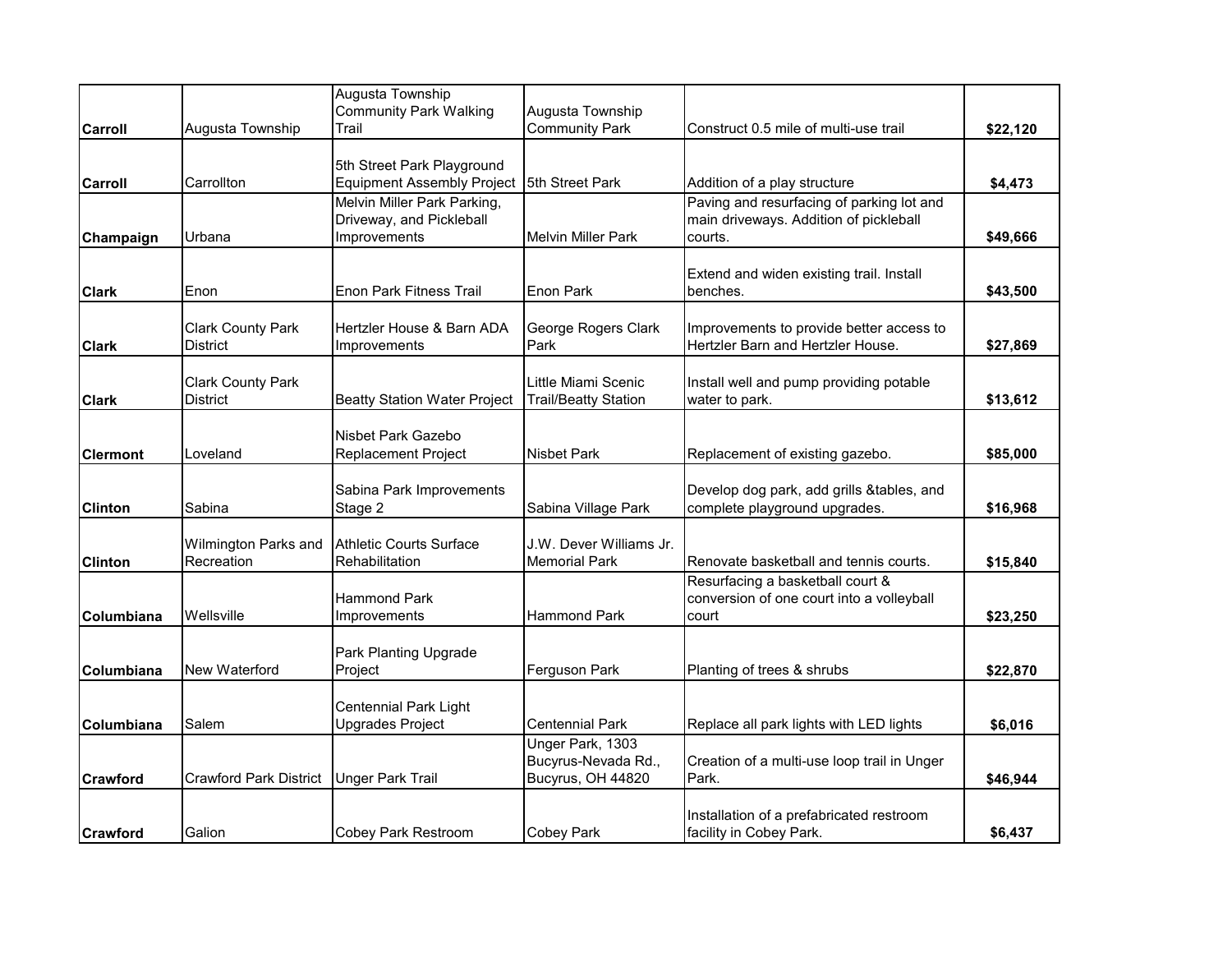| | | | | | |
|---|---|---|---|---|---|
| **Carroll** | Augusta Township | Augusta Township Community Park Walking Trail | Augusta Township Community Park | Construct 0.5 mile of multi-use trail | **$22,120** |
| **Carroll** | Carrollton | 5th Street Park Playground Equipment Assembly Project | 5th Street Park | Addition of a play structure | **$4,473** |
| **Champaign** | Urbana | Melvin Miller Park Parking, Driveway, and Pickleball Improvements | Melvin Miller Park | Paving and resurfacing of parking lot and main driveways. Addition of pickleball courts. | **$49,666** |
| **Clark** | Enon | Enon Park Fitness Trail | Enon Park | Extend and widen existing trail. Install benches. | **$43,500** |
| **Clark** | Clark County Park District | Hertzler House & Barn ADA Improvements | George Rogers Clark Park | Improvements to provide better access to Hertzler Barn and Hertzler House. | **$27,869** |
| **Clark** | Clark County Park District | Beatty Station Water Project | Little Miami Scenic Trail/Beatty Station | Install well and pump providing potable water to park. | **$13,612** |
| **Clermont** | Loveland | Nisbet Park Gazebo Replacement Project | Nisbet Park | Replacement of existing gazebo. | **$85,000** |
| **Clinton** | Sabina | Sabina Park Improvements Stage 2 | Sabina Village Park | Develop dog park, add grills &tables, and complete playground upgrades. | **$16,968** |
| **Clinton** | Wilmington Parks and Recreation | Athletic Courts Surface Rehabilitation | J.W. Dever Williams Jr. Memorial Park | Renovate basketball and tennis courts. | **$15,840** |
| **Columbiana** | Wellsville | Hammond Park Improvements | Hammond Park | Resurfacing a basketball court & conversion of one court into a volleyball court | **$23,250** |
| **Columbiana** | New Waterford | Park Planting Upgrade Project | Ferguson Park | Planting of trees & shrubs | **$22,870** |
| **Columbiana** | Salem | Centennial Park Light Upgrades Project | Centennial Park | Replace all park lights with LED lights | **$6,016** |
| **Crawford** | Crawford Park District | Unger Park Trail | Unger Park, 1303 Bucyrus-Nevada Rd., Bucyrus, OH 44820 | Creation of a multi-use loop trail in Unger Park. | **$46,944** |
| **Crawford** | Galion | Cobey Park Restroom | Cobey Park | Installation of a prefabricated restroom facility in Cobey Park. | **$6,437** |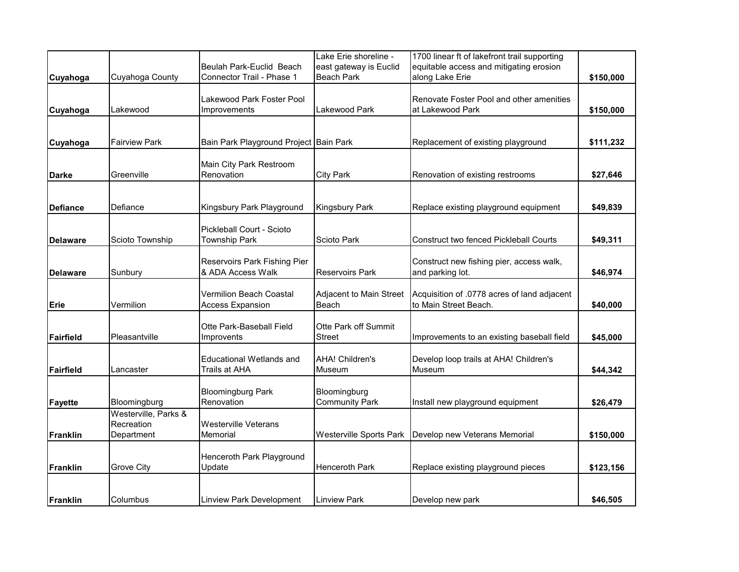| | | | | | |
|---|---|---|---|---|---|
| **Cuyahoga** | Cuyahoga County | Beulah Park-Euclid Beach Connector Trail - Phase 1 | Lake Erie shoreline - east gateway is Euclid Beach Park | 1700 linear ft of lakefront trail supporting equitable access and mitigating erosion along Lake Erie | **$150,000** |
| **Cuyahoga** | Lakewood | Lakewood Park Foster Pool Improvements | Lakewood Park | Renovate Foster Pool and other amenities at Lakewood Park | **$150,000** |
| **Cuyahoga** | Fairview Park | Bain Park Playground Project | Bain Park | Replacement of existing playground | **$111,232** |
| **Darke** | Greenville | Main City Park Restroom Renovation | City Park | Renovation of existing restrooms | **$27,646** |
| **Defiance** | Defiance | Kingsbury Park Playground | Kingsbury Park | Replace existing playground equipment | **$49,839** |
| **Delaware** | Scioto Township | Pickleball Court - Scioto Township Park | Scioto Park | Construct two fenced Pickleball Courts | **$49,311** |
| **Delaware** | Sunbury | Reservoirs Park Fishing Pier & ADA Access Walk | Reservoirs Park | Construct new fishing pier, access walk, and parking lot. | **$46,974** |
| **Erie** | Vermilion | Vermilion Beach Coastal Access Expansion | Adjacent to Main Street Beach | Acquisition of .0778 acres of land adjacent to Main Street Beach. | **$40,000** |
| **Fairfield** | Pleasantville | Otte Park-Baseball Field Improvents | Otte Park off Summit Street | Improvements to an existing baseball field | **$45,000** |
| **Fairfield** | Lancaster | Educational Wetlands and Trails at AHA | AHA! Children's Museum | Develop loop trails at AHA! Children's Museum | **$44,342** |
| **Fayette** | Bloomingburg | Bloomingburg Park Renovation | Bloomingburg Community Park | Install new playground equipment | **$26,479** |
| **Franklin** | Westerville, Parks & Recreation Department | Westerville Veterans Memorial | Westerville Sports Park | Develop new Veterans Memorial | **$150,000** |
| **Franklin** | Grove City | Henceroth Park Playground Update | Henceroth Park | Replace existing playground pieces | **$123,156** |
| **Franklin** | Columbus | Linview Park Development | Linview Park | Develop new park | **$46,505** |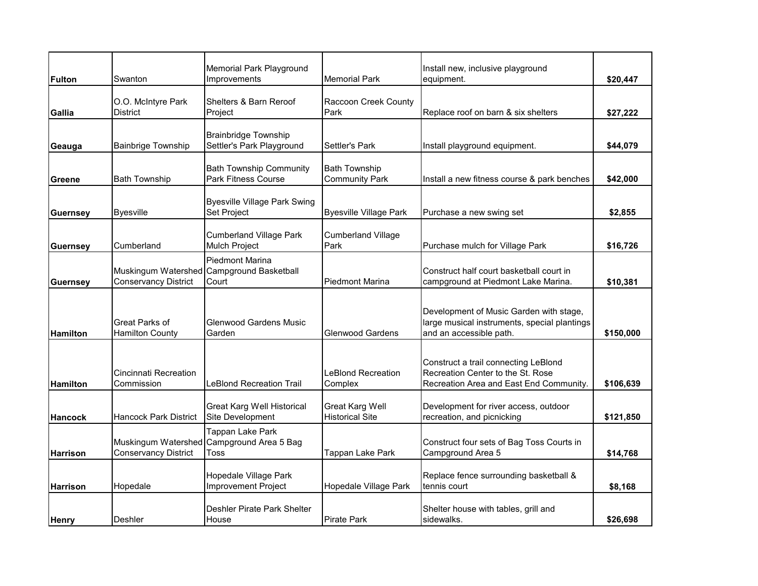| | | | | | |
|---|---|---|---|---|---|
| **Fulton** | Swanton | Memorial Park Playground Improvements | Memorial Park | Install new, inclusive playground equipment. | **$20,447** |
| **Gallia** | O.O. McIntyre Park District | Shelters & Barn Reroof Project | Raccoon Creek County Park | Replace roof on barn & six shelters | **$27,222** |
| **Geauga** | Bainbrige Township | Brainbridge Township Settler's Park Playground | Settler's Park | Install playground equipment. | **$44,079** |
| **Greene** | Bath Township | Bath Township Community Park Fitness Course | Bath Township Community Park | Install a new fitness course & park benches | **$42,000** |
| **Guernsey** | Byesville | Byesville Village Park Swing Set Project | Byesville Village Park | Purchase a new swing set | **$2,855** |
| **Guernsey** | Cumberland | Cumberland Village Park Mulch Project | Cumberland Village Park | Purchase mulch for Village Park | **$16,726** |
| **Guernsey** | Muskingum Watershed Conservancy District | Piedmont Marina Campground Basketball Court | Piedmont Marina | Construct half court basketball court in campground at Piedmont Lake Marina. | **$10,381** |
| **Hamilton** | Great Parks of Hamilton County | Glenwood Gardens Music Garden | Glenwood Gardens | Development of Music Garden with stage, large musical instruments, special plantings and an accessible path. | **$150,000** |
| **Hamilton** | Cincinnati Recreation Commission | LeBlond Recreation Trail | LeBlond Recreation Complex | Construct a trail connecting LeBlond Recreation Center to the St. Rose Recreation Area and East End Community. | **$106,639** |
| **Hancock** | Hancock Park District | Great Karg Well Historical Site Development | Great Karg Well Historical Site | Development for river access, outdoor recreation, and picnicking | **$121,850** |
| **Harrison** | Muskingum Watershed Conservancy District | Tappan Lake Park Campgound Area 5 Bag Toss | Tappan Lake Park | Construct four sets of Bag Toss Courts in Campground Area 5 | **$14,768** |
| **Harrison** | Hopedale | Hopedale Village Park Improvement Project | Hopedale Village Park | Replace fence surrounding basketball & tennis court | **$8,168** |
| **Henry** | Deshler | Deshler Pirate Park Shelter House | Pirate Park | Shelter house with tables, grill and sidewalks. | **$26,698** |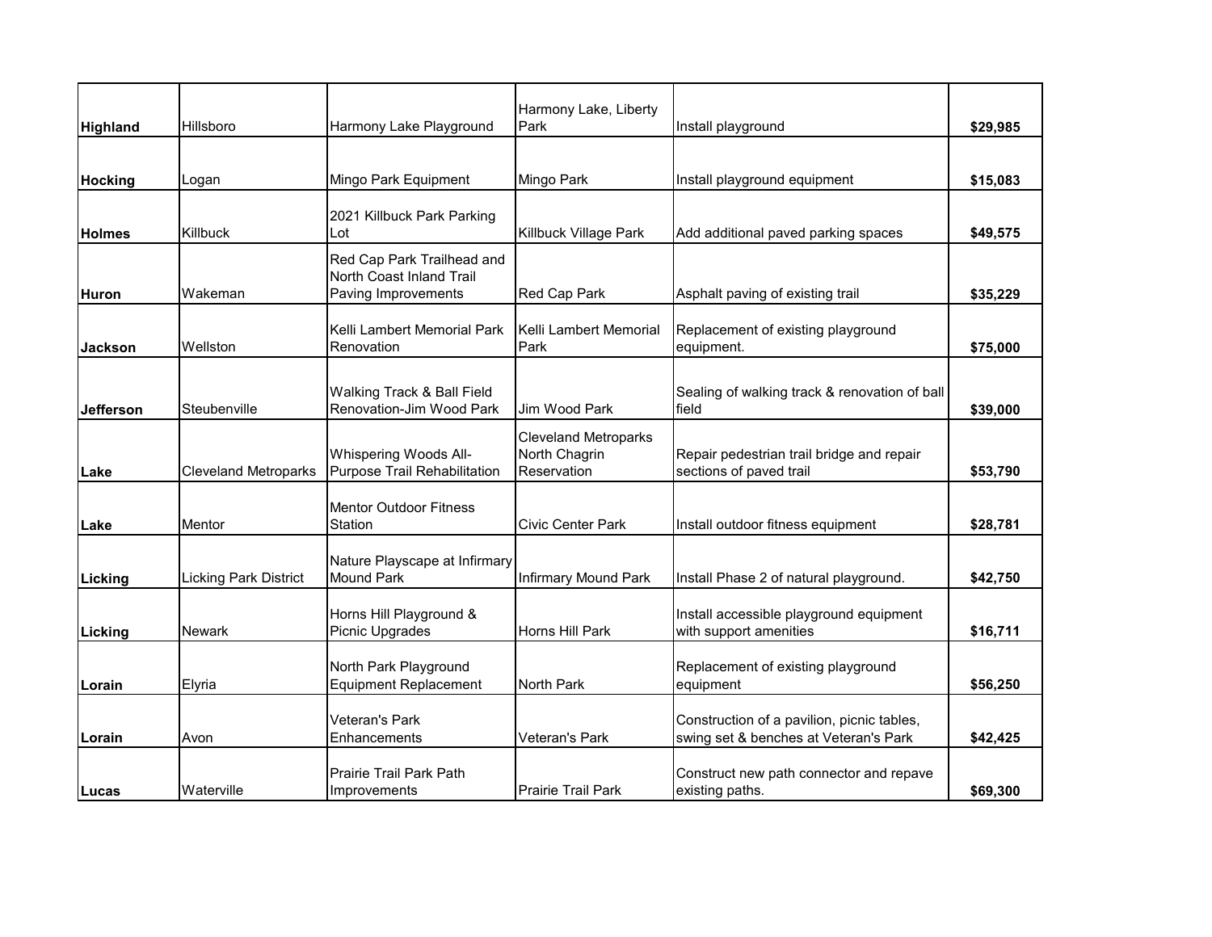| | | | | | |
|---|---|---|---|---|---|
| **Highland** | Hillsboro | Harmony Lake Playground | Harmony Lake, Liberty Park | Install playground | **$29,985** |
| **Hocking** | Logan | Mingo Park Equipment | Mingo Park | Install playground equipment | **$15,083** |
| **Holmes** | Killbuck | 2021 Killbuck Park Parking Lot | Killbuck Village Park | Add additional paved parking spaces | **$49,575** |
| **Huron** | Wakeman | Red Cap Park Trailhead and North Coast Inland Trail Paving Improvements | Red Cap Park | Asphalt paving of existing trail | **$35,229** |
| **Jackson** | Wellston | Kelli Lambert Memorial Park Renovation | Kelli Lambert Memorial Park | Replacement of existing playground equipment. | **$75,000** |
| **Jefferson** | Steubenville | Walking Track & Ball Field Renovation-Jim Wood Park | Jim Wood Park | Sealing of walking track & renovation of ball field | **$39,000** |
| **Lake** | Cleveland Metroparks | Whispering Woods All-Purpose Trail Rehabilitation | Cleveland Metroparks North Chagrin Reservation | Repair pedestrian trail bridge and repair sections of paved trail | **$53,790** |
| **Lake** | Mentor | Mentor Outdoor Fitness Station | Civic Center Park | Install outdoor fitness equipment | **$28,781** |
| **Licking** | Licking Park District | Nature Playscape at Infirmary Mound Park | Infirmary Mound Park | Install Phase 2 of natural playground. | **$42,750** |
| **Licking** | Newark | Horns Hill Playground & Picnic Upgrades | Horns Hill Park | Install accessible playground equipment with support amenities | **$16,711** |
| **Lorain** | Elyria | North Park Playground Equipment Replacement | North Park | Replacement of existing playground equipment | **$56,250** |
| **Lorain** | Avon | Veteran's Park Enhancements | Veteran's Park | Construction of a pavilion, picnic tables, swing set & benches at Veteran's Park | **$42,425** |
| **Lucas** | Waterville | Prairie Trail Park Path Improvements | Prairie Trail Park | Construct new path connector and repave existing paths. | **$69,300** |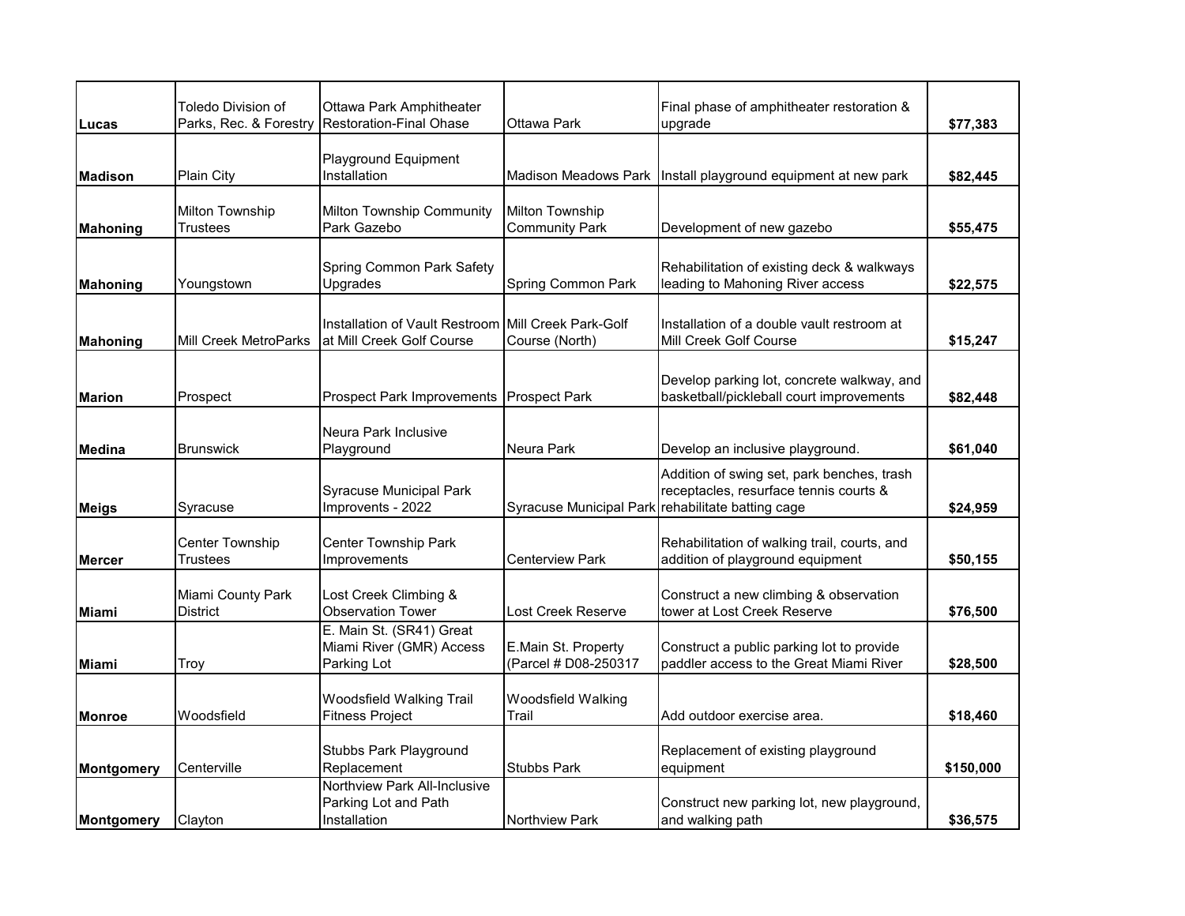| | | | | | |
|---|---|---|---|---|---|
| **Lucas** | Toledo Division of Parks, Rec. & Forestry | Ottawa Park Amphitheater Restoration-Final Ohase | Ottawa Park | Final phase of amphitheater restoration & upgrade | **$77,383** |
| **Madison** | Plain City | Playground Equipment Installation | Madison Meadows Park | Install playground equipment at new park | **$82,445** |
| **Mahoning** | Milton Township Trustees | Milton Township Community Park Gazebo | Milton Township Community Park | Development of new gazebo | **$55,475** |
| **Mahoning** | Youngstown | Spring Common Park Safety Upgrades | Spring Common Park | Rehabilitation of existing deck & walkways leading to Mahoning River access | **$22,575** |
| **Mahoning** | Mill Creek MetroParks | Installation of Vault Restroom at Mill Creek Golf Course | Mill Creek Park-Golf Course (North) | Installation of a double vault restroom at Mill Creek Golf Course | **$15,247** |
| **Marion** | Prospect | Prospect Park Improvements | Prospect Park | Develop parking lot, concrete walkway, and basketball/pickleball court improvements | **$82,448** |
| **Medina** | Brunswick | Neura Park Inclusive Playground | Neura Park | Develop an inclusive playground. | **$61,040** |
| **Meigs** | Syracuse | Syracuse Municipal Park Improvents - 2022 | Syracuse Municipal Park | Addition of swing set, park benches, trash receptacles, resurface tennis courts & rehabilitate batting cage | **$24,959** |
| **Mercer** | Center Township Trustees | Center Township Park Improvements | Centerview Park | Rehabilitation of walking trail, courts, and addition of playground equipment | **$50,155** |
| **Miami** | Miami County Park District | Lost Creek Climbing & Observation Tower | Lost Creek Reserve | Construct a new climbing & observation tower at Lost Creek Reserve | **$76,500** |
| **Miami** | Troy | E. Main St. (SR41) Great Miami River (GMR) Access Parking Lot | E.Main St. Property (Parcel # D08-250317 | Construct a public parking lot to provide paddler access to the Great Miami River | **$28,500** |
| **Monroe** | Woodsfield | Woodsfield Walking Trail Fitness Project | Woodsfield Walking Trail | Add outdoor exercise area. | **$18,460** |
| **Montgomery** | Centerville | Stubbs Park Playground Replacement | Stubbs Park | Replacement of existing playground equipment | **$150,000** |
| **Montgomery** | Clayton | Northview Park All-Inclusive Parking Lot and Path Installation | Northview Park | Construct new parking lot, new playground, and walking path | **$36,575** |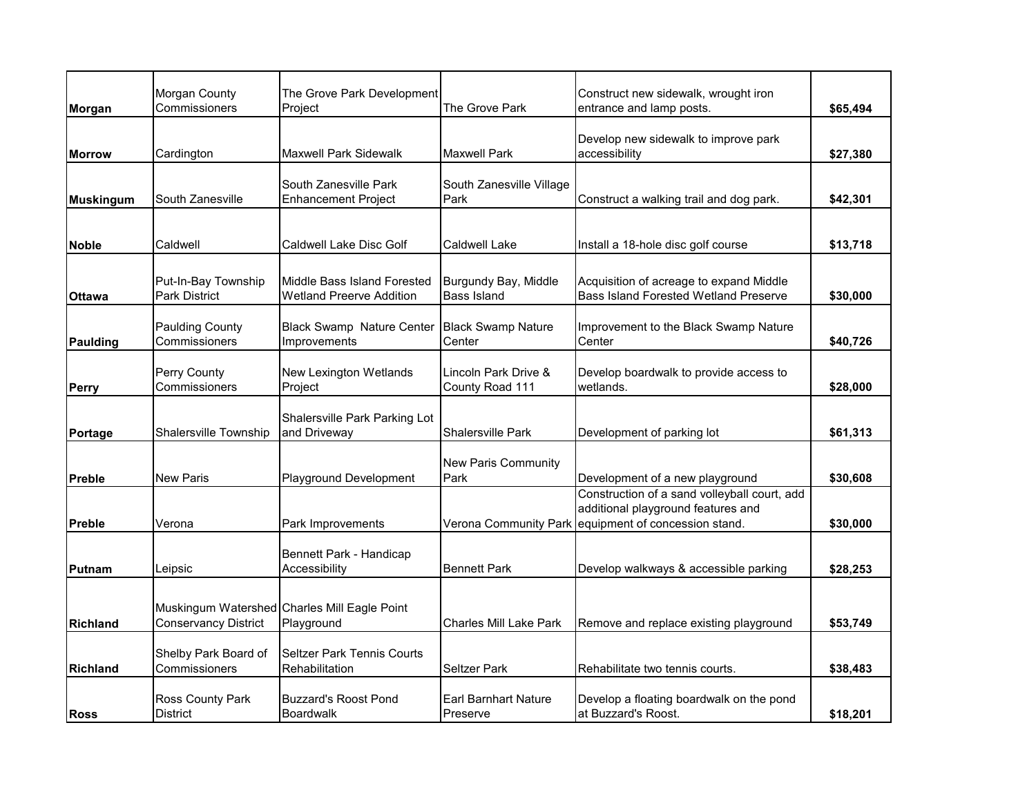| | | | | | |
|---|---|---|---|---|---|
| **Morgan** | Morgan County Commissioners | The Grove Park Development Project | The Grove Park | Construct new sidewalk, wrought iron entrance and lamp posts. | **$65,494** |
| **Morrow** | Cardington | Maxwell Park Sidewalk | Maxwell Park | Develop new sidewalk to improve park accessibility | **$27,380** |
| **Muskingum** | South Zanesville | South Zanesville Park Enhancement Project | South Zanesville Village Park | Construct a walking trail and dog park. | **$42,301** |
| **Noble** | Caldwell | Caldwell Lake Disc Golf | Caldwell Lake | Install a 18-hole disc golf course | **$13,718** |
| **Ottawa** | Put-In-Bay Township Park District | Middle Bass Island Forested Wetland Preerve Addition | Burgundy Bay, Middle Bass Island | Acquisition of acreage to expand Middle Bass Island Forested Wetland Preserve | **$30,000** |
| **Paulding** | Paulding County Commissioners | Black Swamp Nature Center Improvements | Black Swamp Nature Center | Improvement to the Black Swamp Nature Center | **$40,726** |
| **Perry** | Perry County Commissioners | New Lexington Wetlands Project | Lincoln Park Drive & County Road 111 | Develop boardwalk to provide access to wetlands. | **$28,000** |
| **Portage** | Shalersville Township | Shalersville Park Parking Lot and Driveway | Shalersville Park | Development of parking lot | **$61,313** |
| **Preble** | New Paris | Playground Development | New Paris Community Park | Development of a new playground | **$30,608** |
| **Preble** | Verona | Park Improvements | Verona Community Park | Construction of a sand volleyball court, add additional playground features and equipment of concession stand. | **$30,000** |
| **Putnam** | Leipsic | Bennett Park - Handicap Accessibility | Bennett Park | Develop walkways & accessible parking | **$28,253** |
| **Richland** | Muskingum Watershed Conservancy District | Charles Mill Eagle Point Playground | Charles Mill Lake Park | Remove and replace existing playground | **$53,749** |
| **Richland** | Shelby Park Board of Commissioners | Seltzer Park Tennis Courts Rehabilitation | Seltzer Park | Rehabilitate two tennis courts. | **$38,483** |
| **Ross** | Ross County Park District | Buzzard's Roost Pond Boardwalk | Earl Barnhart Nature Preserve | Develop a floating boardwalk on the pond at Buzzard's Roost. | **$18,201** |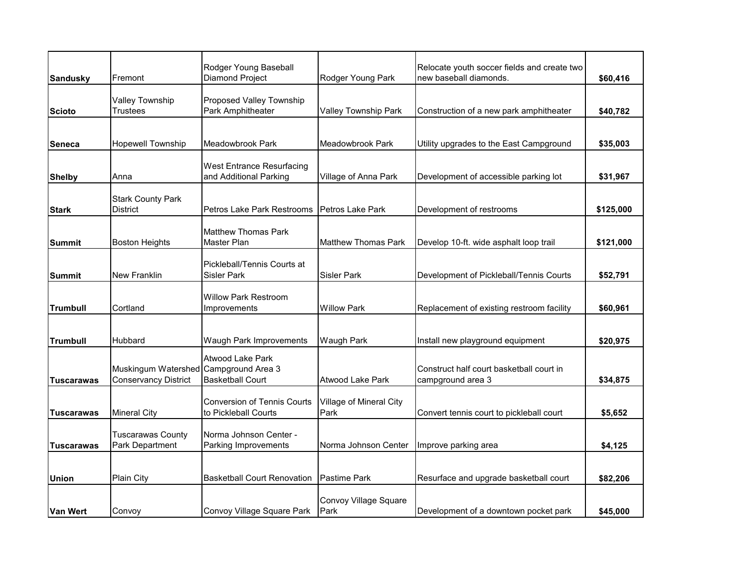| | | | | | |
|---|---|---|---|---|---|
| **Sandusky** | Fremont | Rodger Young Baseball Diamond Project | Rodger Young Park | Relocate youth soccer fields and create two new baseball diamonds. | **$60,416** |
| **Scioto** | Valley Township Trustees | Proposed Valley Township Park Amphitheater | Valley Township Park | Construction of a new park amphitheater | **$40,782** |
| **Seneca** | Hopewell Township | Meadowbrook Park | Meadowbrook Park | Utility upgrades to the East Campground | **$35,003** |
| **Shelby** | Anna | West Entrance Resurfacing and Additional Parking | Village of Anna Park | Development of accessible parking lot | **$31,967** |
| **Stark** | Stark County Park District | Petros Lake Park Restrooms | Petros Lake Park | Development of restrooms | **$125,000** |
| **Summit** | Boston Heights | Matthew Thomas Park Master Plan | Matthew Thomas Park | Develop 10-ft. wide asphalt loop trail | **$121,000** |
| **Summit** | New Franklin | Pickleball/Tennis Courts at Sisler Park | Sisler Park | Development of Pickleball/Tennis Courts | **$52,791** |
| **Trumbull** | Cortland | Willow Park Restroom Improvements | Willow Park | Replacement of existing restroom facility | **$60,961** |
| **Trumbull** | Hubbard | Waugh Park Improvements | Waugh Park | Install new playground equipment | **$20,975** |
| **Tuscarawas** | Muskingum Watershed Conservancy District | Atwood Lake Park Campground Area 3 Basketball Court | Atwood Lake Park | Construct half court basketball court in campground area 3 | **$34,875** |
| **Tuscarawas** | Mineral City | Conversion of Tennis Courts to Pickleball Courts | Village of Mineral City Park | Convert tennis court to pickleball court | **$5,652** |
| **Tuscarawas** | Tuscarawas County Park Department | Norma Johnson Center - Parking Improvements | Norma Johnson Center | Improve parking area | **$4,125** |
| **Union** | Plain City | Basketball Court Renovation | Pastime Park | Resurface and upgrade basketball court | **$82,206** |
| **Van Wert** | Convoy | Convoy Village Square Park | Convoy Village Square Park | Development of a downtown pocket park | **$45,000** |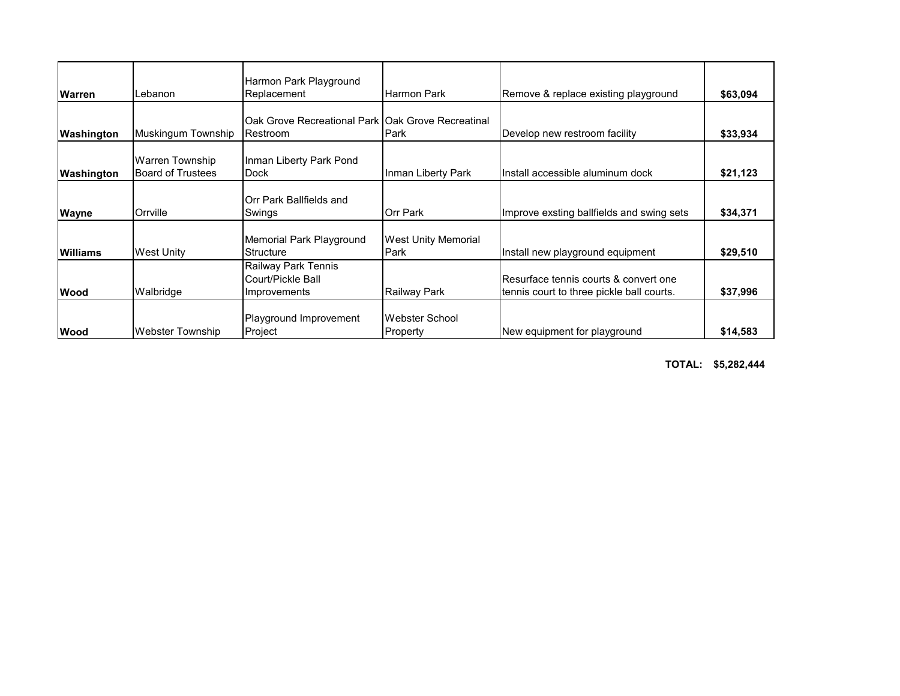| | | | | | |
|---|---|---|---|---|---|
| **Warren** | Lebanon | Harmon Park Playground Replacement | Harmon Park | Remove & replace existing playground | **$63,094** |
| **Washington** | Muskingum Township | Oak Grove Recreational Park Restroom | Oak Grove Recreatinal Park | Develop new restroom facility | **$33,934** |
| **Washington** | Warren Township Board of Trustees | Inman Liberty Park Pond Dock | Inman Liberty Park | Install accessible aluminum dock | **$21,123** |
| **Wayne** | Orrville | Orr Park Ballfields and Swings | Orr Park | Improve exsting ballfields and swing sets | **$34,371** |
| **Williams** | West Unity | Memorial Park Playground Structure | West Unity Memorial Park | Install new playground equipment | **$29,510** |
| **Wood** | Walbridge | Railway Park Tennis Court/Pickle Ball Improvements | Railway Park | Resurface tennis courts & convert one tennis court to three pickle ball courts. | **$37,996** |
| **Wood** | Webster Township | Playground Improvement Project | Webster School Property | New equipment for playground | **$14,583** |

**TOTAL: $5,282,444**